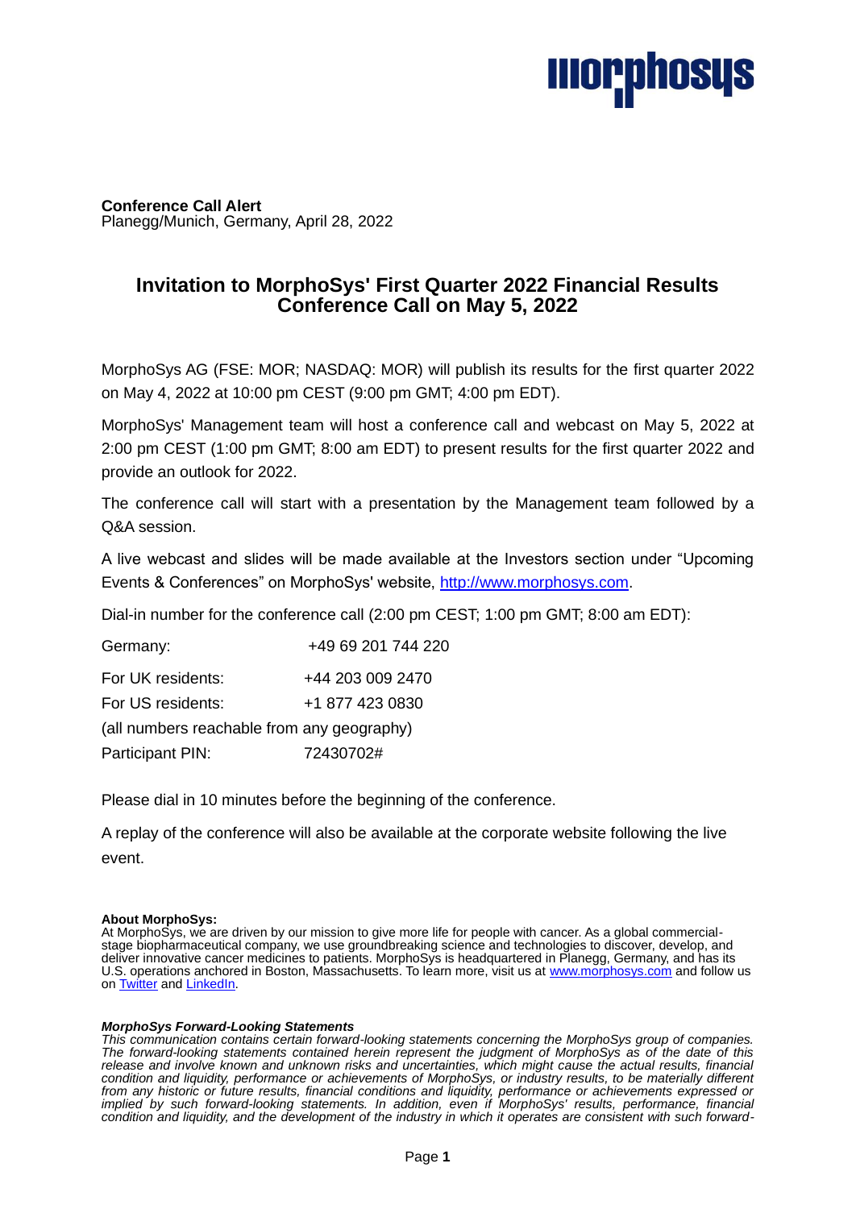**Conference Call Alert**
Planegg/Munich, Germany, April 28, 2022

# Invitation to MorphoSys' First Quarter 2022 Financial Results Conference Call on May 5, 2022

MorphoSys AG (FSE: MOR; NASDAQ: MOR) will publish its results for the first quarter 2022 on May 4, 2022 at 10:00 pm CEST (9:00 pm GMT; 4:00 pm EDT).

MorphoSys' Management team will host a conference call and webcast on May 5, 2022 at 2:00 pm CEST (1:00 pm GMT; 8:00 am EDT) to present results for the first quarter 2022 and provide an outlook for 2022.

The conference call will start with a presentation by the Management team followed by a Q&A session.

A live webcast and slides will be made available at the Investors section under "Upcoming Events & Conferences" on MorphoSys' website, [http://www.morphosys.com](http://www.morphosys.com).

Dial-in number for the conference call (2:00 pm CEST; 1:00 pm GMT; 8:00 am EDT):

| | |
|---|---|
| Germany: | +49 69 201 744 220 |
| For UK residents: | +44 203 009 2470 |
| For US residents: | +1 877 423 0830 |
| (all numbers reachable from any geography) | |
| Participant PIN: | 72430702# |

Please dial in 10 minutes before the beginning of the conference.

A replay of the conference will also be available at the corporate website following the live event.

**About MorphoSys:**
At MorphoSys, we are driven by our mission to give more life for people with cancer. As a global commercial-stage biopharmaceutical company, we use groundbreaking science and technologies to discover, develop, and deliver innovative cancer medicines to patients. MorphoSys is headquartered in Planegg, Germany, and has its U.S. operations anchored in Boston, Massachusetts. To learn more, visit us at [www.morphosys.com](http://www.morphosys.com) and follow us on Twitter and LinkedIn.

***MorphoSys Forward-Looking Statements***
*This communication contains certain forward-looking statements concerning the MorphoSys group of companies. The forward-looking statements contained herein represent the judgment of MorphoSys as of the date of this release and involve known and unknown risks and uncertainties, which might cause the actual results, financial condition and liquidity, performance or achievements of MorphoSys, or industry results, to be materially different from any historic or future results, financial conditions and liquidity, performance or achievements expressed or implied by such forward-looking statements. In addition, even if MorphoSys' results, performance, financial condition and liquidity, and the development of the industry in which it operates are consistent with such forward-*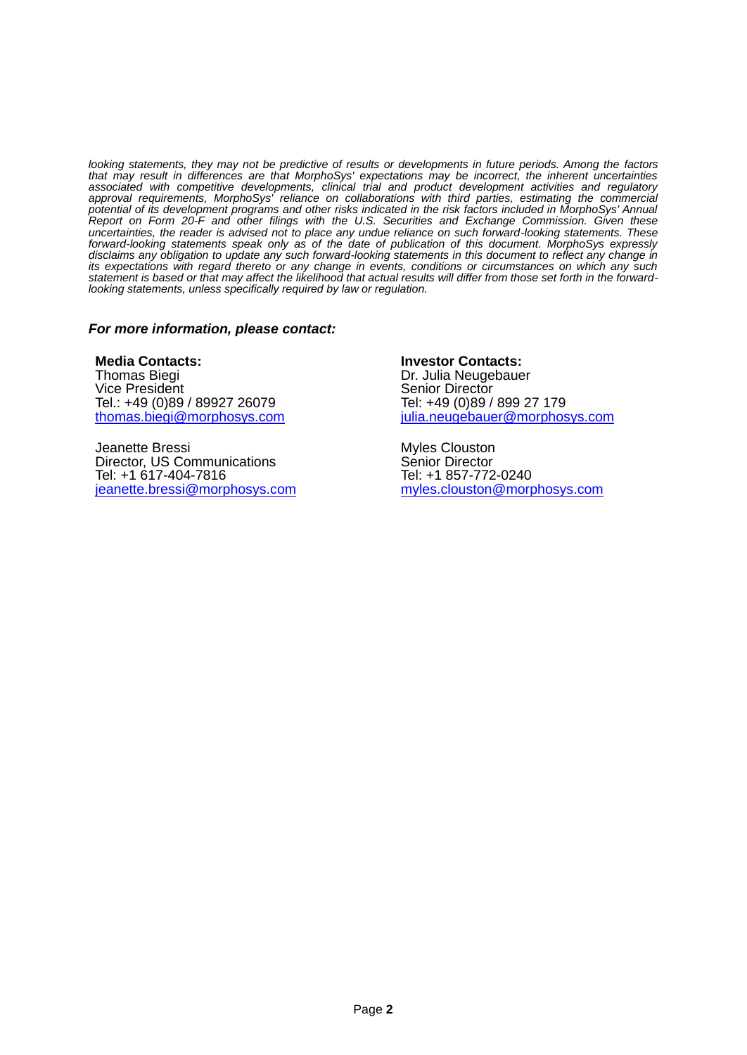*looking statements, they may not be predictive of results or developments in future periods. Among the factors that may result in differences are that MorphoSys' expectations may be incorrect, the inherent uncertainties associated with competitive developments, clinical trial and product development activities and regulatory approval requirements, MorphoSys' reliance on collaborations with third parties, estimating the commercial potential of its development programs and other risks indicated in the risk factors included in MorphoSys' Annual Report on Form 20-F and other filings with the U.S. Securities and Exchange Commission. Given these uncertainties, the reader is advised not to place any undue reliance on such forward-looking statements. These forward-looking statements speak only as of the date of publication of this document. MorphoSys expressly disclaims any obligation to update any such forward-looking statements in this document to reflect any change in its expectations with regard thereto or any change in events, conditions or circumstances on which any such statement is based or that may affect the likelihood that actual results will differ from those set forth in the forward-looking statements, unless specifically required by law or regulation.*

***For more information, please contact:***

**Media Contacts:**
Thomas Biegi
Vice President
Tel.: +49 (0)89 / 89927 26079
thomas.biegi@morphosys.com

Jeanette Bressi
Director, US Communications
Tel: +1 617-404-7816
jeanette.bressi@morphosys.com

**Investor Contacts:**
Dr. Julia Neugebauer
Senior Director
Tel: +49 (0)89 / 899 27 179
julia.neugebauer@morphosys.com

Myles Clouston
Senior Director
Tel: +1 857-772-0240
myles.clouston@morphosys.com